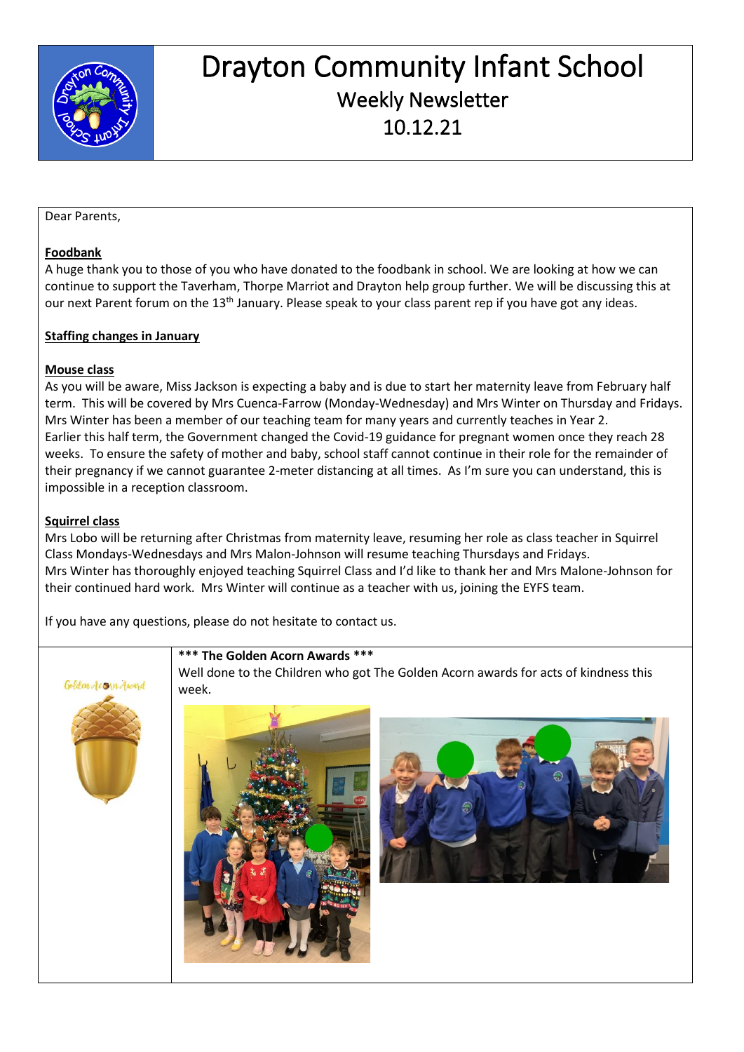# Drayton Community Infant School

## Weekly Newsletter

## 10.12.21

Dear Parents,

**Foodbank**

A huge thank you to those of you who have donated to the foodbank in school. We are looking at how we can continue to support the Taverham, Thorpe Marriot and Drayton help group further. We will be discussing this at our next Parent forum on the 13th January. Please speak to your class parent rep if you have got any ideas.

**Staffing changes in January**

**Mouse class**

As you will be aware, Miss Jackson is expecting a baby and is due to start her maternity leave from February half term. This will be covered by Mrs Cuenca-Farrow (Monday-Wednesday) and Mrs Winter on Thursday and Fridays. Mrs Winter has been a member of our teaching team for many years and currently teaches in Year 2.

Earlier this half term, the Government changed the Covid-19 guidance for pregnant women once they reach 28 weeks. To ensure the safety of mother and baby, school staff cannot continue in their role for the remainder of their pregnancy if we cannot guarantee 2-meter distancing at all times. As I'm sure you can understand, this is impossible in a reception classroom.

**Squirrel class**

Mrs Lobo will be returning after Christmas from maternity leave, resuming her role as class teacher in Squirrel Class Mondays-Wednesdays and Mrs Malon-Johnson will resume teaching Thursdays and Fridays.

Mrs Winter has thoroughly enjoyed teaching Squirrel Class and I'd like to thank her and Mrs Malone-Johnson for their continued hard work. Mrs Winter will continue as a teacher with us, joining the EYFS team.

If you have any questions, please do not hesitate to contact us.

**\*\*\* The Golden Acorn Awards \*\*\***

Well done to the Children who got The Golden Acorn awards for acts of kindness this week.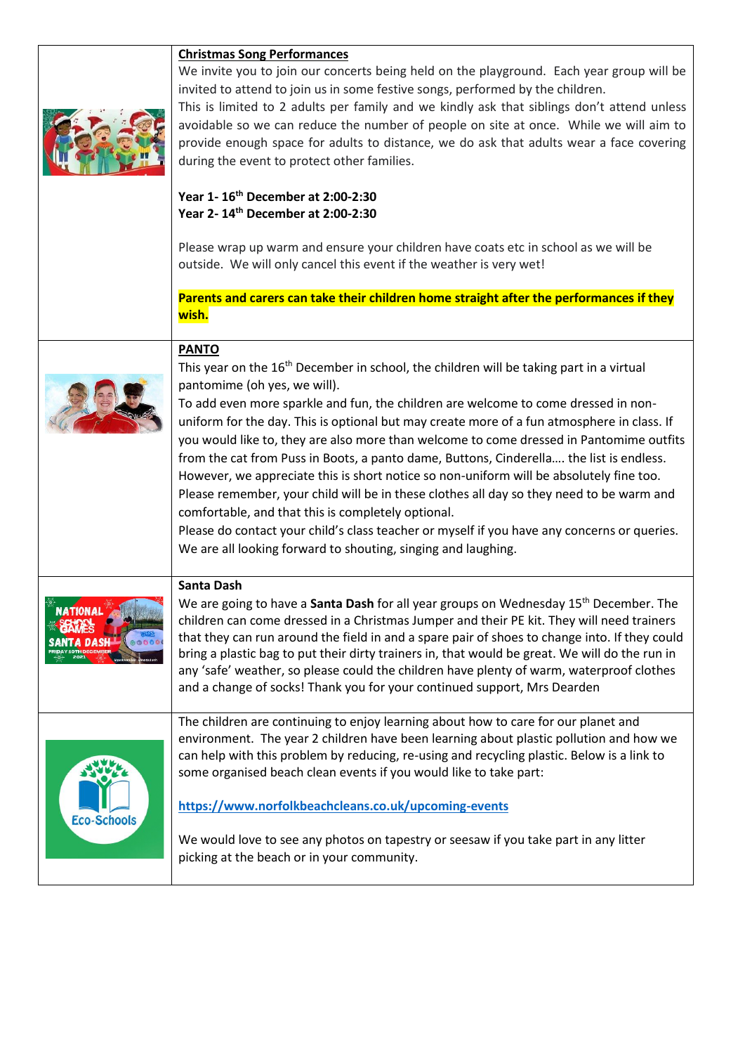**Christmas Song Performances**

We invite you to join our concerts being held on the playground. Each year group will be invited to attend to join us in some festive songs, performed by the children.
This is limited to 2 adults per family and we kindly ask that siblings don't attend unless avoidable so we can reduce the number of people on site at once. While we will aim to provide enough space for adults to distance, we do ask that adults wear a face covering during the event to protect other families.

**Year 1- 16th December at 2:00-2:30**
**Year 2- 14th December at 2:00-2:30**

Please wrap up warm and ensure your children have coats etc in school as we will be outside. We will only cancel this event if the weather is very wet!

**Parents and carers can take their children home straight after the performances if they wish.**

**PANTO**

This year on the 16th December in school, the children will be taking part in a virtual pantomime (oh yes, we will).
To add even more sparkle and fun, the children are welcome to come dressed in non-uniform for the day. This is optional but may create more of a fun atmosphere in class. If you would like to, they are also more than welcome to come dressed in Pantomime outfits from the cat from Puss in Boots, a panto dame, Buttons, Cinderella…. the list is endless. However, we appreciate this is short notice so non-uniform will be absolutely fine too. Please remember, your child will be in these clothes all day so they need to be warm and comfortable, and that this is completely optional.
Please do contact your child's class teacher or myself if you have any concerns or queries. We are all looking forward to shouting, singing and laughing.

**Santa Dash**

We are going to have a **Santa Dash** for all year groups on Wednesday 15th December. The children can come dressed in a Christmas Jumper and their PE kit. They will need trainers that they can run around the field in and a spare pair of shoes to change into. If they could bring a plastic bag to put their dirty trainers in, that would be great. We will do the run in any 'safe' weather, so please could the children have plenty of warm, waterproof clothes and a change of socks! Thank you for your continued support, Mrs Dearden

The children are continuing to enjoy learning about how to care for our planet and environment. The year 2 children have been learning about plastic pollution and how we can help with this problem by reducing, re-using and recycling plastic. Below is a link to some organised beach clean events if you would like to take part:

https://www.norfolkbeachcleans.co.uk/upcoming-events

We would love to see any photos on tapestry or seesaw if you take part in any litter picking at the beach or in your community.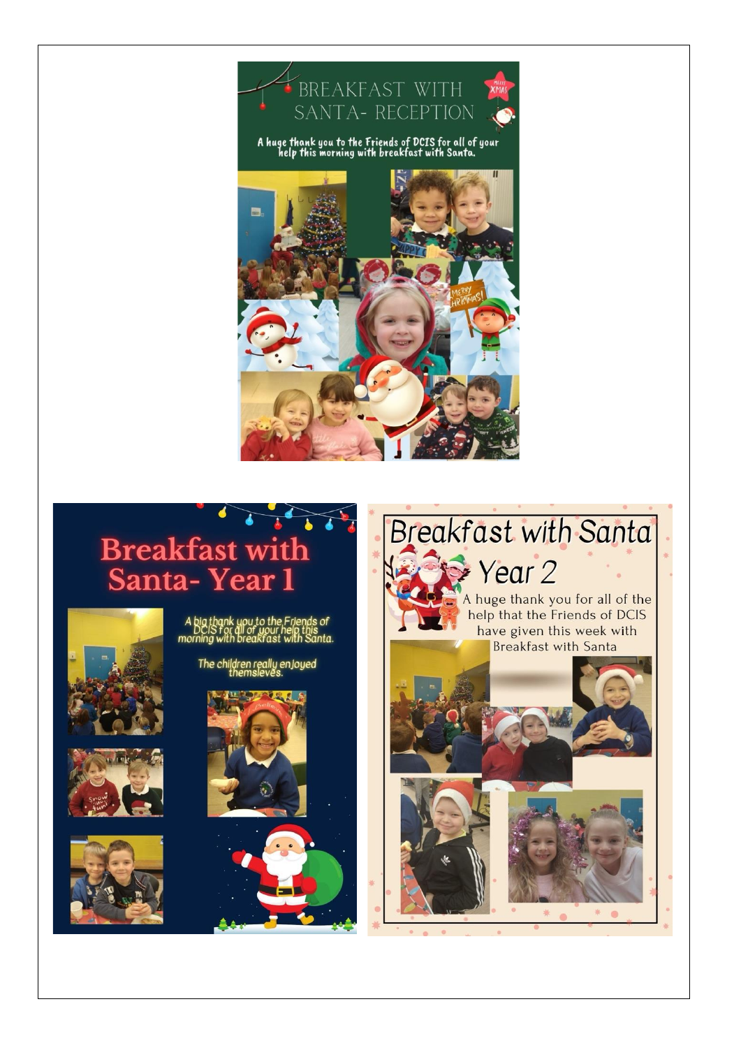# BREAKFAST WITH SANTA- RECEPTION

A huge thank you to the Friends of DCIS for all of your help this morning with breakfast with Santa.

# Breakfast with Santa- Year 1

A big thank you to the Friends of DCIS for all of your help this morning with breakfast with Santa.

The children really enjoyed themslieves.

# Breakfast with Santa Year 2

A huge thank you for all of the help that the Friends of DCIS have given this week with Breakfast with Santa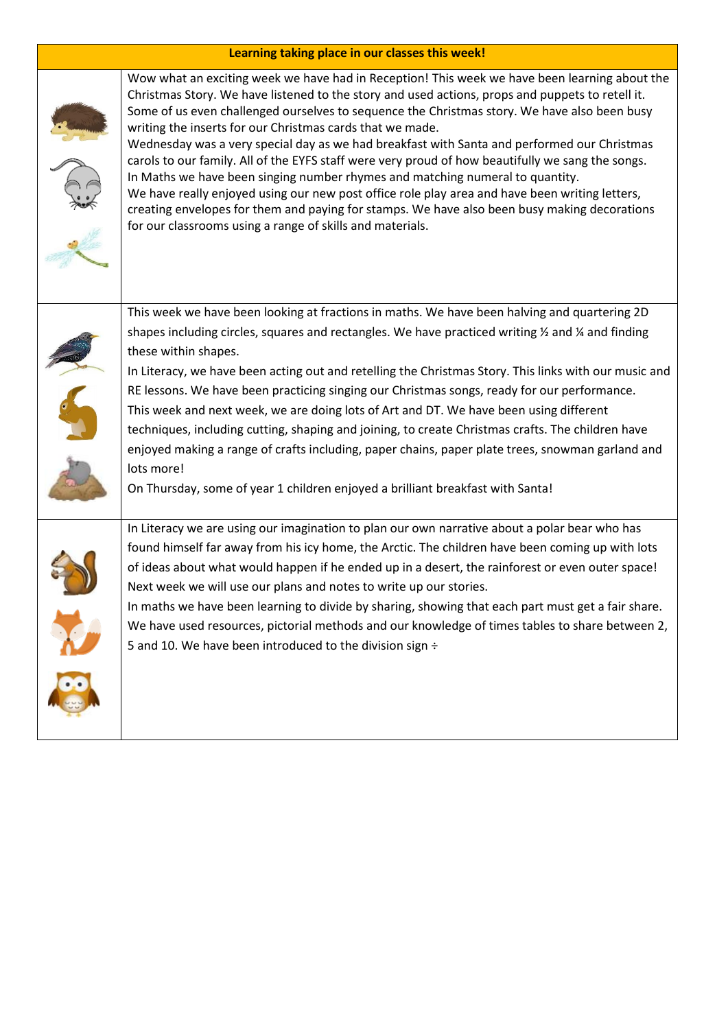| Learning taking place in our classes this week! | |
|---|---|
| | Wow what an exciting week we have had in Reception! This week we have been learning about the Christmas Story. We have listened to the story and used actions, props and puppets to retell it. Some of us even challenged ourselves to sequence the Christmas story. We have also been busy writing the inserts for our Christmas cards that we made.<br>Wednesday was a very special day as we had breakfast with Santa and performed our Christmas carols to our family. All of the EYFS staff were very proud of how beautifully we sang the songs.<br>In Maths we have been singing number rhymes and matching numeral to quantity.<br>We have really enjoyed using our new post office role play area and have been writing letters, creating envelopes for them and paying for stamps. We have also been busy making decorations for our classrooms using a range of skills and materials. |
| | This week we have been looking at fractions in maths. We have been halving and quartering 2D shapes including circles, squares and rectangles. We have practiced writing ½ and ¼ and finding these within shapes.<br>In Literacy, we have been acting out and retelling the Christmas Story. This links with our music and RE lessons. We have been practicing singing our Christmas songs, ready for our performance.<br>This week and next week, we are doing lots of Art and DT. We have been using different techniques, including cutting, shaping and joining, to create Christmas crafts. The children have enjoyed making a range of crafts including, paper chains, paper plate trees, snowman garland and lots more!<br>On Thursday, some of year 1 children enjoyed a brilliant breakfast with Santa! |
| | In Literacy we are using our imagination to plan our own narrative about a polar bear who has found himself far away from his icy home, the Arctic. The children have been coming up with lots of ideas about what would happen if he ended up in a desert, the rainforest or even outer space! Next week we will use our plans and notes to write up our stories.<br>In maths we have been learning to divide by sharing, showing that each part must get a fair share. We have used resources, pictorial methods and our knowledge of times tables to share between 2, 5 and 10. We have been introduced to the division sign ÷ |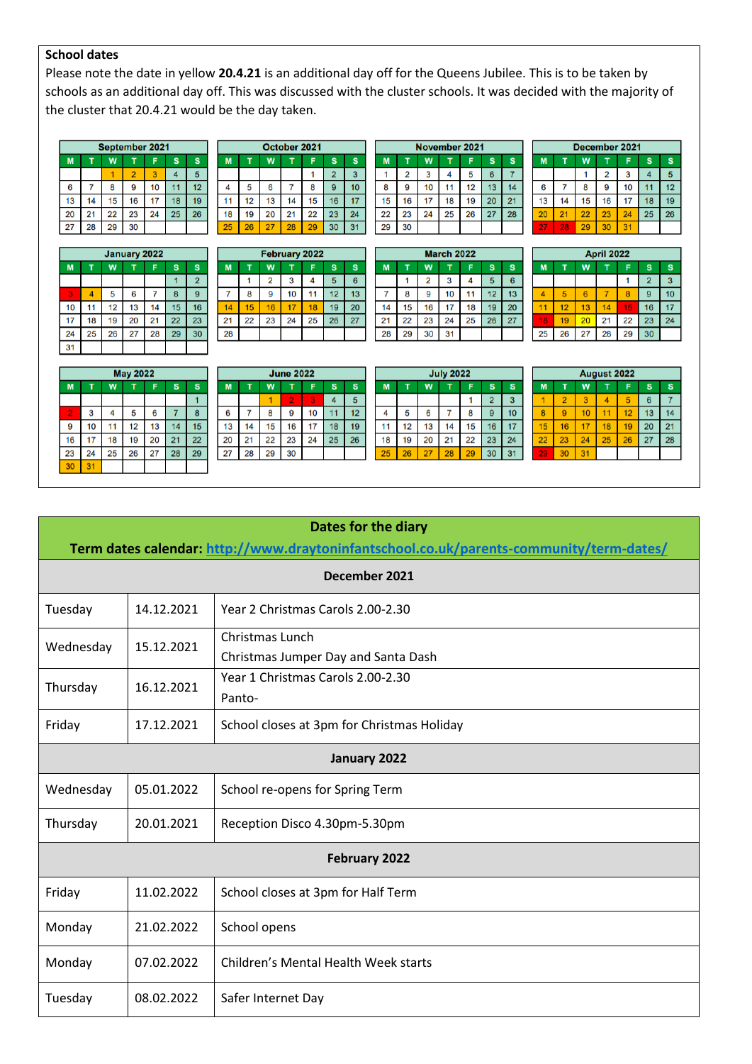**School dates**

Please note the date in yellow **20.4.21** is an additional day off for the Queens Jubilee. This is to be taken by schools as an additional day off. This was discussed with the cluster schools. It was decided with the majority of the cluster that 20.4.21 would be the day taken.

| September 2021 | | | | | | |
|---|---|---|---|---|---|---|
| M | T | W | T | F | S | S |
| | | 1 | 2 | 3 | 4 | 5 |
| 6 | 7 | 8 | 9 | 10 | 11 | 12 |
| 13 | 14 | 15 | 16 | 17 | 18 | 19 |
| 20 | 21 | 22 | 23 | 24 | 25 | 26 |
| 27 | 28 | 29 | 30 | | | |

| October 2021 | | | | | | |
|---|---|---|---|---|---|---|
| M | T | W | T | F | S | S |
| | | | | 1 | 2 | 3 |
| 4 | 5 | 6 | 7 | 8 | 9 | 10 |
| 11 | 12 | 13 | 14 | 15 | 16 | 17 |
| 18 | 19 | 20 | 21 | 22 | 23 | 24 |
| 25 | 26 | 27 | 28 | 29 | 30 | 31 |

| November 2021 | | | | | | |
|---|---|---|---|---|---|---|
| M | T | W | T | F | S | S |
| 1 | 2 | 3 | 4 | 5 | 6 | 7 |
| 8 | 9 | 10 | 11 | 12 | 13 | 14 |
| 15 | 16 | 17 | 18 | 19 | 20 | 21 |
| 22 | 23 | 24 | 25 | 26 | 27 | 28 |
| 29 | 30 | | | | | |

| December 2021 | | | | | | |
|---|---|---|---|---|---|---|
| M | T | W | T | F | S | S |
| | | 1 | 2 | 3 | 4 | 5 |
| 6 | 7 | 8 | 9 | 10 | 11 | 12 |
| 13 | 14 | 15 | 16 | 17 | 18 | 19 |
| 20 | 21 | 22 | 23 | 24 | 25 | 26 |
| 27 | 28 | 29 | 30 | 31 | | |

| January 2022 | | | | | | |
|---|---|---|---|---|---|---|
| M | T | W | T | F | S | S |
| | | | | | 1 | 2 |
| 3 | 4 | 5 | 6 | 7 | 8 | 9 |
| 10 | 11 | 12 | 13 | 14 | 15 | 16 |
| 17 | 18 | 19 | 20 | 21 | 22 | 23 |
| 24 | 25 | 26 | 27 | 28 | 29 | 30 |
| 31 | | | | | | |

| February 2022 | | | | | | |
|---|---|---|---|---|---|---|
| M | T | W | T | F | S | S |
| | 1 | 2 | 3 | 4 | 5 | 6 |
| 7 | 8 | 9 | 10 | 11 | 12 | 13 |
| 14 | 15 | 16 | 17 | 18 | 19 | 20 |
| 21 | 22 | 23 | 24 | 25 | 26 | 27 |
| 28 | | | | | | |

| March 2022 | | | | | | |
|---|---|---|---|---|---|---|
| M | T | W | T | F | S | S |
| | 1 | 2 | 3 | 4 | 5 | 6 |
| 7 | 8 | 9 | 10 | 11 | 12 | 13 |
| 14 | 15 | 16 | 17 | 18 | 19 | 20 |
| 21 | 22 | 23 | 24 | 25 | 26 | 27 |
| 28 | 29 | 30 | 31 | | | |

| April 2022 | | | | | | |
|---|---|---|---|---|---|---|
| M | T | W | T | F | S | S |
| | | | | 1 | 2 | 3 |
| 4 | 5 | 6 | 7 | 8 | 9 | 10 |
| 11 | 12 | 13 | 14 | 15 | 16 | 17 |
| 18 | 19 | 20 | 21 | 22 | 23 | 24 |
| 25 | 26 | 27 | 28 | 29 | 30 | |

| May 2022 | | | | | | |
|---|---|---|---|---|---|---|
| M | T | W | T | F | S | S |
| | | | | | | 1 |
| 2 | 3 | 4 | 5 | 6 | 7 | 8 |
| 9 | 10 | 11 | 12 | 13 | 14 | 15 |
| 16 | 17 | 18 | 19 | 20 | 21 | 22 |
| 23 | 24 | 25 | 26 | 27 | 28 | 29 |
| 30 | 31 | | | | | |

| June 2022 | | | | | | |
|---|---|---|---|---|---|---|
| M | T | W | T | F | S | S |
| | | 1 | 2 | 3 | 4 | 5 |
| 6 | 7 | 8 | 9 | 10 | 11 | 12 |
| 13 | 14 | 15 | 16 | 17 | 18 | 19 |
| 20 | 21 | 22 | 23 | 24 | 25 | 26 |
| 27 | 28 | 29 | 30 | | | |

| July 2022 | | | | | | |
|---|---|---|---|---|---|---|
| M | T | W | T | F | S | S |
| | | | | 1 | 2 | 3 |
| 4 | 5 | 6 | 7 | 8 | 9 | 10 |
| 11 | 12 | 13 | 14 | 15 | 16 | 17 |
| 18 | 19 | 20 | 21 | 22 | 23 | 24 |
| 25 | 26 | 27 | 28 | 29 | 30 | 31 |

| August 2022 | | | | | | |
|---|---|---|---|---|---|---|
| M | T | W | T | F | S | S |
| 1 | 2 | 3 | 4 | 5 | 6 | 7 |
| 8 | 9 | 10 | 11 | 12 | 13 | 14 |
| 15 | 16 | 17 | 18 | 19 | 20 | 21 |
| 22 | 23 | 24 | 25 | 26 | 27 | 28 |
| 29 | 30 | 31 | | | | |

**Dates for the diary**

**Term dates calendar: http://www.draytoninfantschool.co.uk/parents-community/term-dates/**

| | | |
|---|---|---|
| **December 2021** | | |
| Tuesday | 14.12.2021 | Year 2 Christmas Carols 2.00-2.30 |
| Wednesday | 15.12.2021 | Christmas Lunch<br>Christmas Jumper Day and Santa Dash |
| Thursday | 16.12.2021 | Year 1 Christmas Carols 2.00-2.30<br>Panto- |
| Friday | 17.12.2021 | School closes at 3pm for Christmas Holiday |
| **January 2022** | | |
| Wednesday | 05.01.2022 | School re-opens for Spring Term |
| Thursday | 20.01.2021 | Reception Disco 4.30pm-5.30pm |
| **February 2022** | | |
| Friday | 11.02.2022 | School closes at 3pm for Half Term |
| Monday | 21.02.2022 | School opens |
| Monday | 07.02.2022 | Children's Mental Health Week starts |
| Tuesday | 08.02.2022 | Safer Internet Day |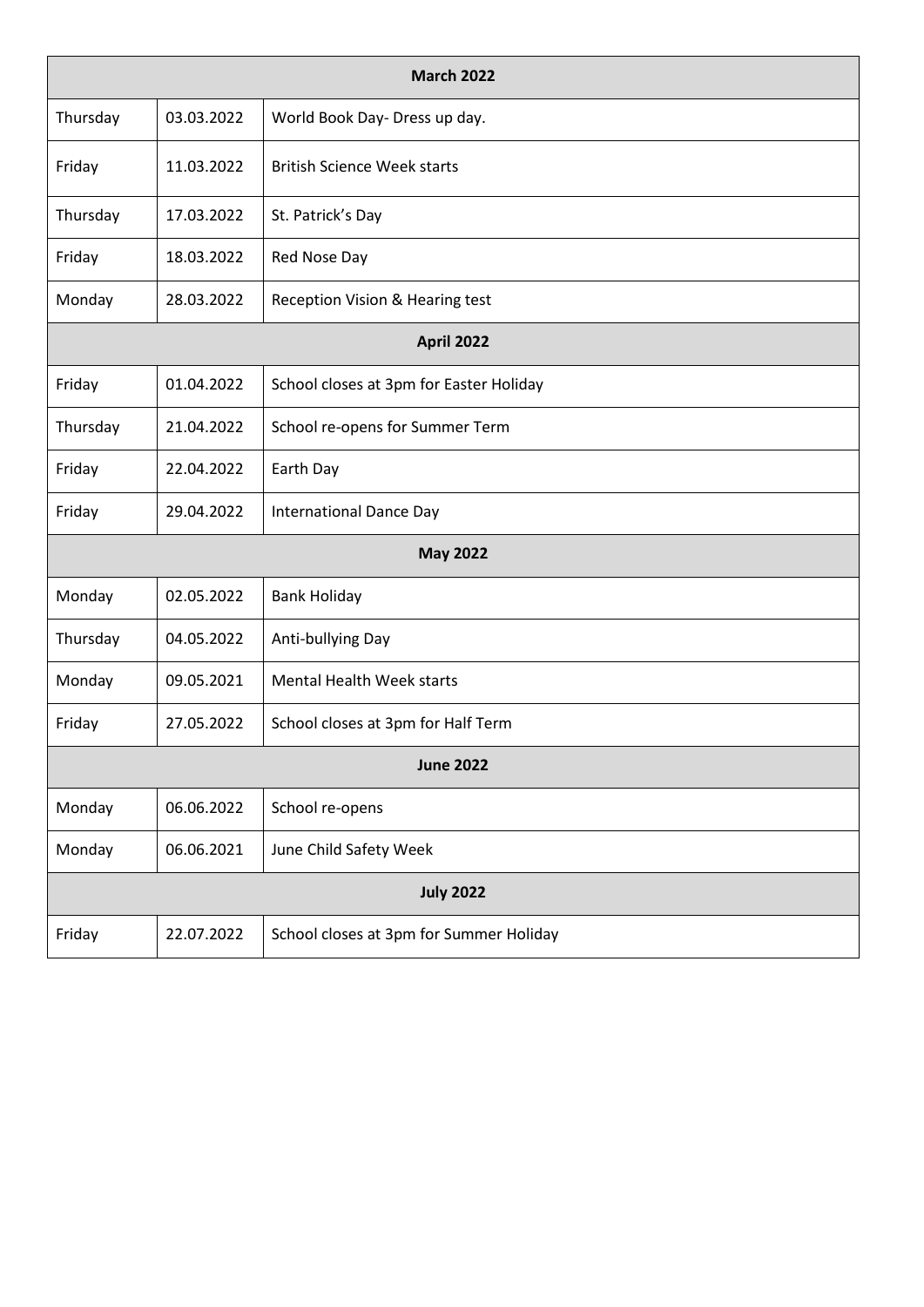| | | |
|---|---|---|
| **March 2022** | | |
| Thursday | 03.03.2022 | World Book Day- Dress up day. |
| Friday | 11.03.2022 | British Science Week starts |
| Thursday | 17.03.2022 | St. Patrick's Day |
| Friday | 18.03.2022 | Red Nose Day |
| Monday | 28.03.2022 | Reception Vision & Hearing test |
| **April 2022** | | |
| Friday | 01.04.2022 | School closes at 3pm for Easter Holiday |
| Thursday | 21.04.2022 | School re-opens for Summer Term |
| Friday | 22.04.2022 | Earth Day |
| Friday | 29.04.2022 | International Dance Day |
| **May 2022** | | |
| Monday | 02.05.2022 | Bank Holiday |
| Thursday | 04.05.2022 | Anti-bullying Day |
| Monday | 09.05.2021 | Mental Health Week starts |
| Friday | 27.05.2022 | School closes at 3pm for Half Term |
| **June 2022** | | |
| Monday | 06.06.2022 | School re-opens |
| Monday | 06.06.2021 | June Child Safety Week |
| **July 2022** | | |
| Friday | 22.07.2022 | School closes at 3pm for Summer Holiday |